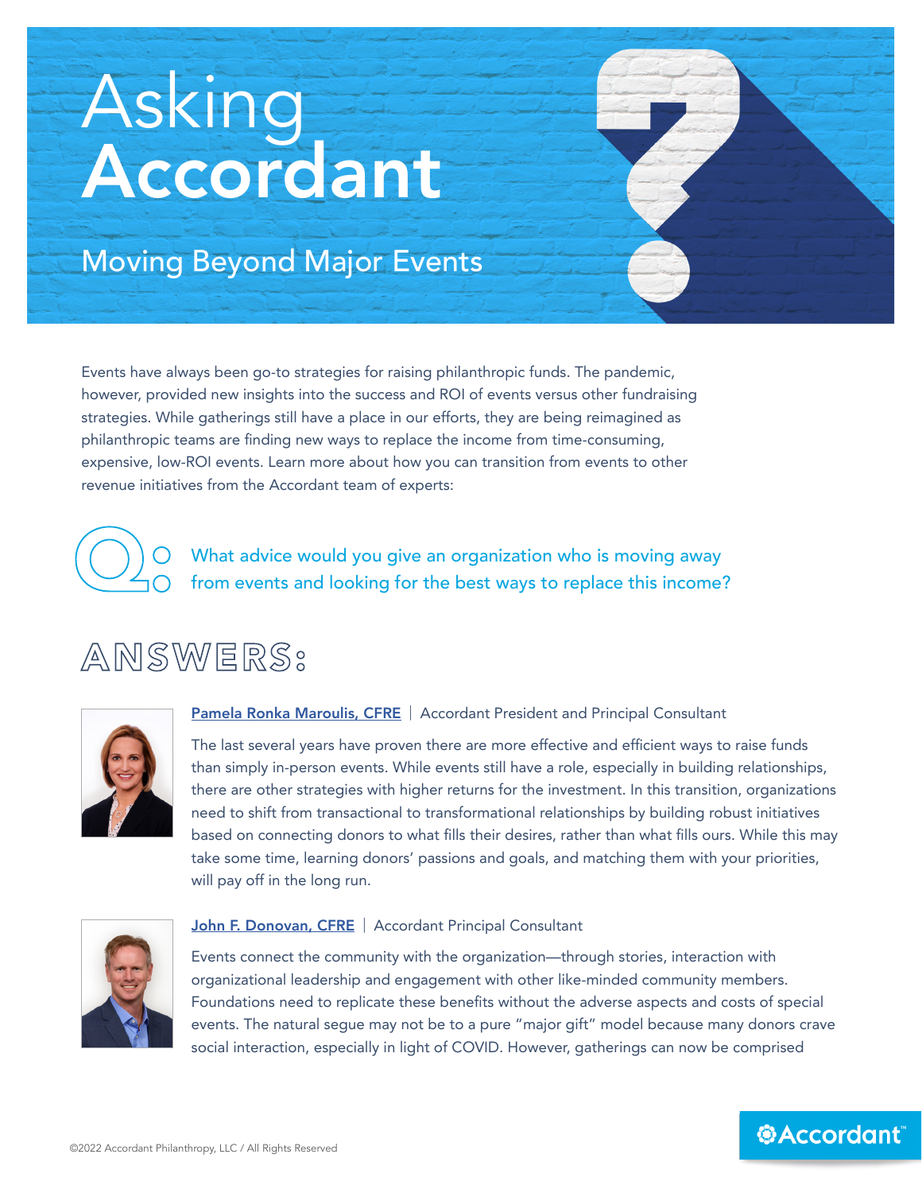# Asking Accordant

## Moving Beyond Major Events

Events have always been go-to strategies for raising philanthropic funds. The pandemic, however, provided new insights into the success and ROI of events versus other fundraising strategies. While gatherings still have a place in our efforts, they are being reimagined as philanthropic teams are finding new ways to replace the income from time-consuming, expensive, low-ROI events. Learn more about how you can transition from events to other revenue initiatives from the Accordant team of experts:

**Q:** What advice would you give an organization who is moving away from events and looking for the best ways to replace this income?

## ANSWERS:

**Pamela Ronka Maroulis, CFRE** | Accordant President and Principal Consultant

The last several years have proven there are more effective and efficient ways to raise funds than simply in-person events. While events still have a role, especially in building relationships, there are other strategies with higher returns for the investment. In this transition, organizations need to shift from transactional to transformational relationships by building robust initiatives based on connecting donors to what fills their desires, rather than what fills ours. While this may take some time, learning donors' passions and goals, and matching them with your priorities, will pay off in the long run.

**John F. Donovan, CFRE** | Accordant Principal Consultant

Events connect the community with the organization—through stories, interaction with organizational leadership and engagement with other like-minded community members. Foundations need to replicate these benefits without the adverse aspects and costs of special events. The natural segue may not be to a pure "major gift" model because many donors crave social interaction, especially in light of COVID. However, gatherings can now be comprised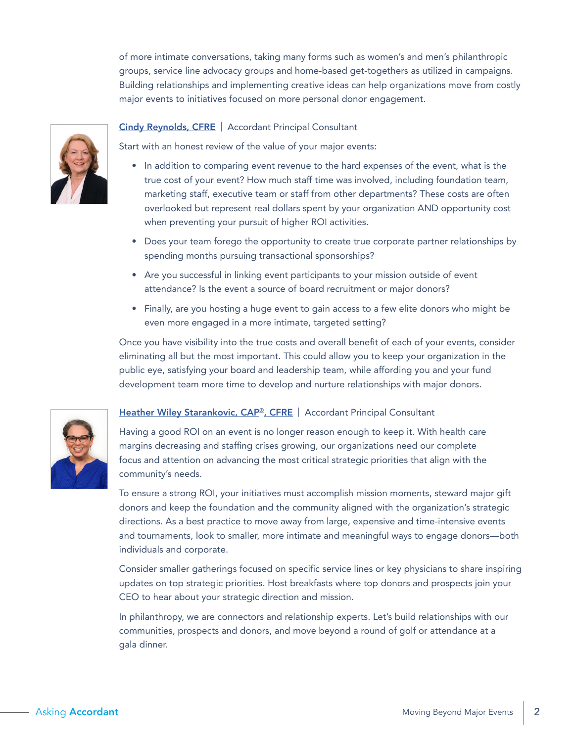of more intimate conversations, taking many forms such as women's and men's philanthropic groups, service line advocacy groups and home-based get-togethers as utilized in campaigns. Building relationships and implementing creative ideas can help organizations move from costly major events to initiatives focused on more personal donor engagement.

**Cindy Reynolds, CFRE** | Accordant Principal Consultant

Start with an honest review of the value of your major events:

- In addition to comparing event revenue to the hard expenses of the event, what is the true cost of your event? How much staff time was involved, including foundation team, marketing staff, executive team or staff from other departments? These costs are often overlooked but represent real dollars spent by your organization AND opportunity cost when preventing your pursuit of higher ROI activities.
- Does your team forego the opportunity to create true corporate partner relationships by spending months pursuing transactional sponsorships?
- Are you successful in linking event participants to your mission outside of event attendance? Is the event a source of board recruitment or major donors?
- Finally, are you hosting a huge event to gain access to a few elite donors who might be even more engaged in a more intimate, targeted setting?

Once you have visibility into the true costs and overall benefit of each of your events, consider eliminating all but the most important. This could allow you to keep your organization in the public eye, satisfying your board and leadership team, while affording you and your fund development team more time to develop and nurture relationships with major donors.

**Heather Wiley Starankovic, CAP®, CFRE** | Accordant Principal Consultant

Having a good ROI on an event is no longer reason enough to keep it. With health care margins decreasing and staffing crises growing, our organizations need our complete focus and attention on advancing the most critical strategic priorities that align with the community's needs.

To ensure a strong ROI, your initiatives must accomplish mission moments, steward major gift donors and keep the foundation and the community aligned with the organization's strategic directions. As a best practice to move away from large, expensive and time-intensive events and tournaments, look to smaller, more intimate and meaningful ways to engage donors—both individuals and corporate.

Consider smaller gatherings focused on specific service lines or key physicians to share inspiring updates on top strategic priorities. Host breakfasts where top donors and prospects join your CEO to hear about your strategic direction and mission.

In philanthropy, we are connectors and relationship experts. Let's build relationships with our communities, prospects and donors, and move beyond a round of golf or attendance at a gala dinner.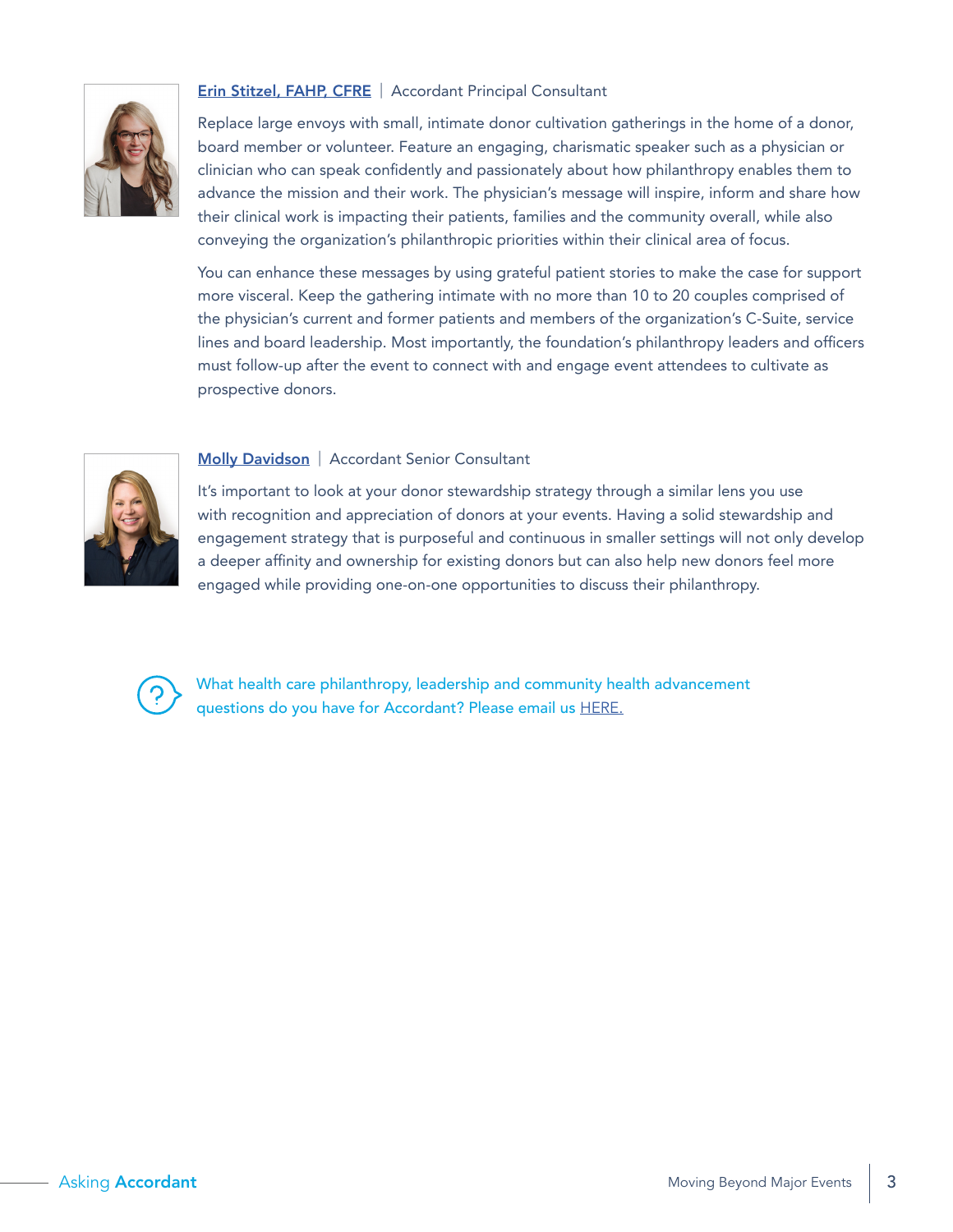**Erin Stitzel, FAHP, CFRE** | Accordant Principal Consultant

Replace large envoys with small, intimate donor cultivation gatherings in the home of a donor, board member or volunteer. Feature an engaging, charismatic speaker such as a physician or clinician who can speak confidently and passionately about how philanthropy enables them to advance the mission and their work. The physician's message will inspire, inform and share how their clinical work is impacting their patients, families and the community overall, while also conveying the organization's philanthropic priorities within their clinical area of focus.

You can enhance these messages by using grateful patient stories to make the case for support more visceral. Keep the gathering intimate with no more than 10 to 20 couples comprised of the physician's current and former patients and members of the organization's C-Suite, service lines and board leadership. Most importantly, the foundation's philanthropy leaders and officers must follow-up after the event to connect with and engage event attendees to cultivate as prospective donors.

**Molly Davidson** | Accordant Senior Consultant

It's important to look at your donor stewardship strategy through a similar lens you use with recognition and appreciation of donors at your events. Having a solid stewardship and engagement strategy that is purposeful and continuous in smaller settings will not only develop a deeper affinity and ownership for existing donors but can also help new donors feel more engaged while providing one-on-one opportunities to discuss their philanthropy.

What health care philanthropy, leadership and community health advancement questions do you have for Accordant? Please email us HERE.